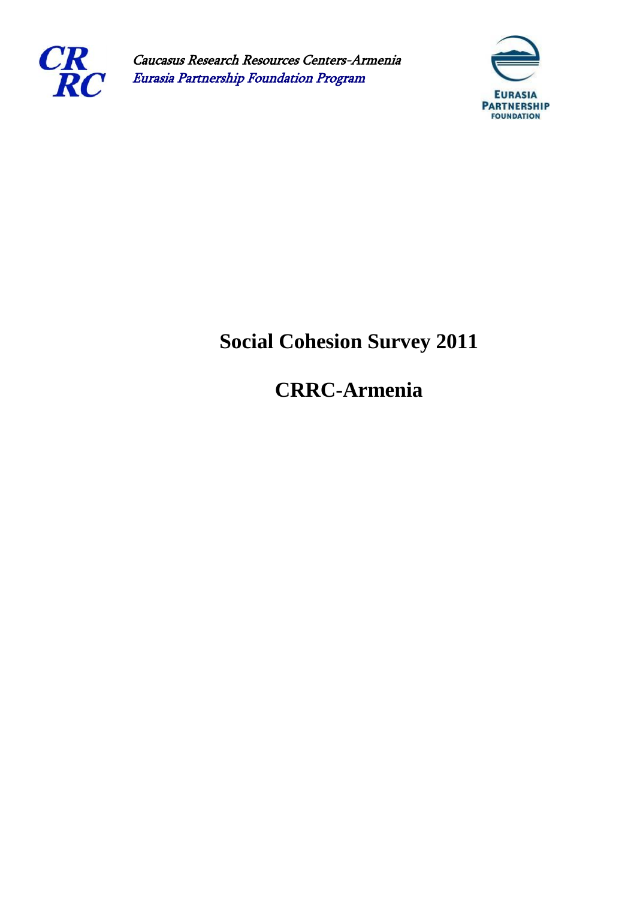CRRC

*Caucasus Research Resources Centers-Armenia*
*Eurasia Partnership Foundation Program*

EURASIA PARTNERSHIP FOUNDATION

# Social Cohesion Survey 2011

# CRRC-Armenia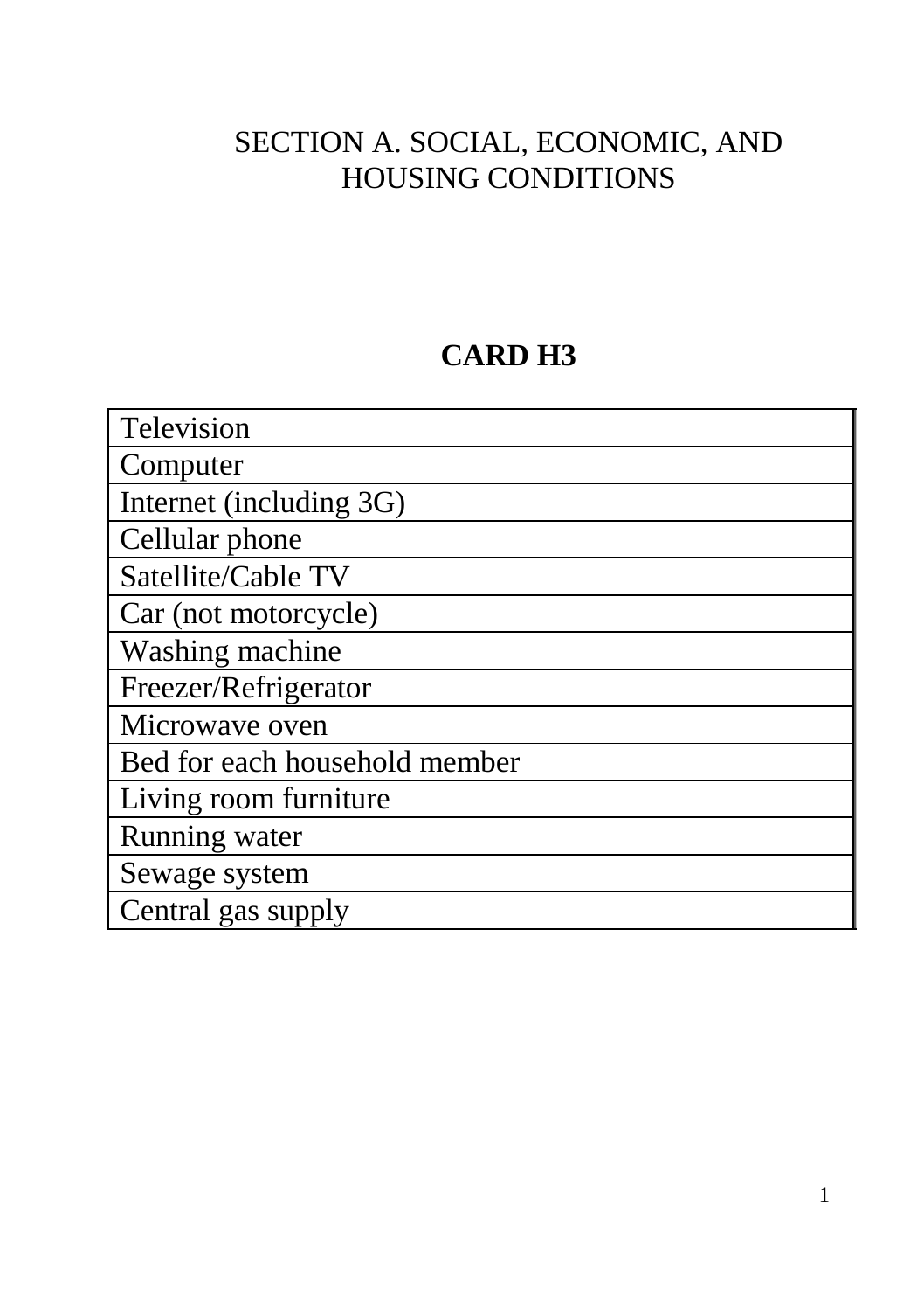# SECTION A. SOCIAL, ECONOMIC, AND HOUSING CONDITIONS

## CARD H3

| Television |
|---|
| Computer |
| Internet (including 3G) |
| Cellular phone |
| Satellite/Cable TV |
| Car (not motorcycle) |
| Washing machine |
| Freezer/Refrigerator |
| Microwave oven |
| Bed for each household member |
| Living room furniture |
| Running water |
| Sewage system |
| Central gas supply |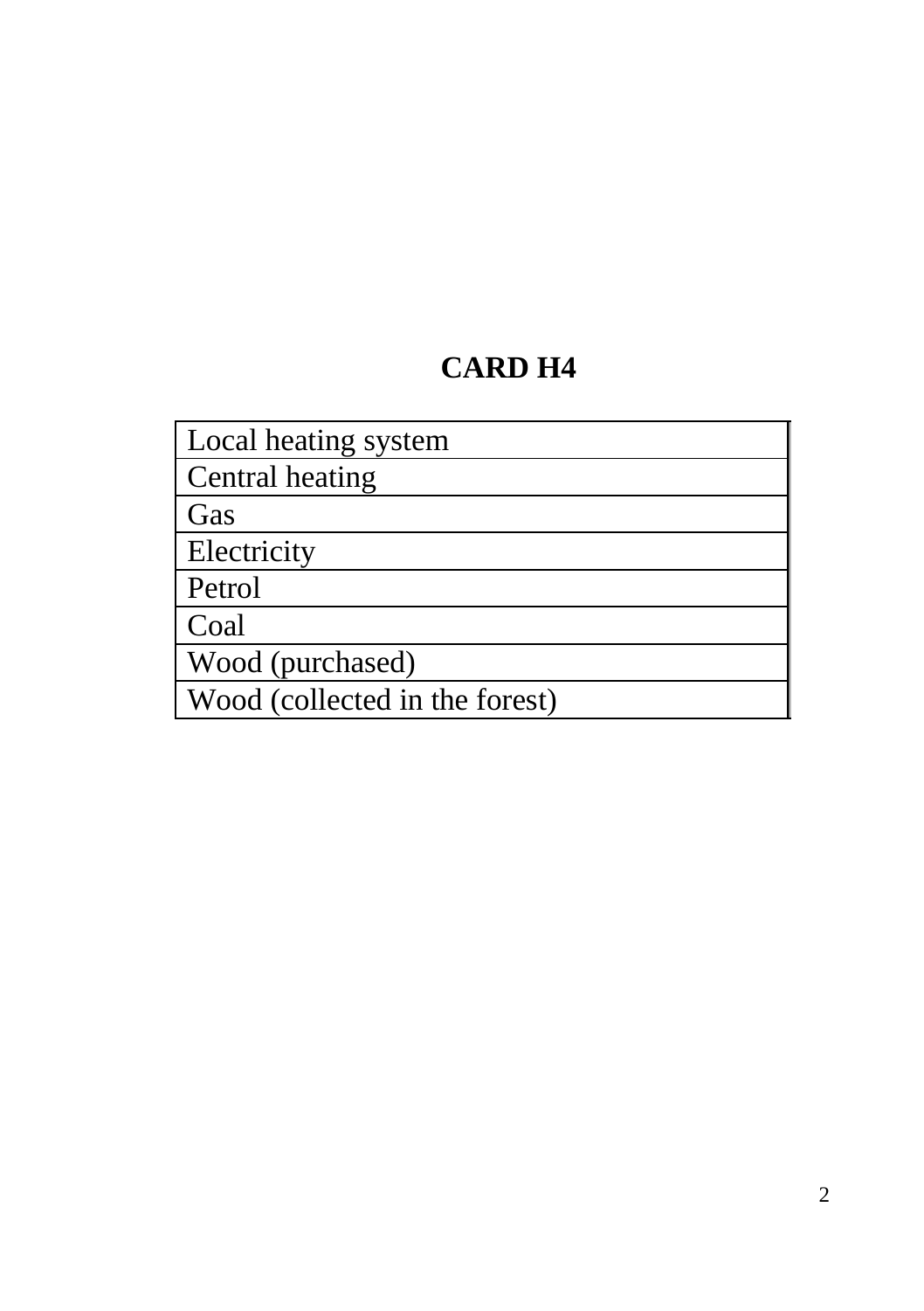# CARD H4

| Local heating system |
|---|
| Central heating |
| Gas |
| Electricity |
| Petrol |
| Coal |
| Wood (purchased) |
| Wood (collected in the forest) |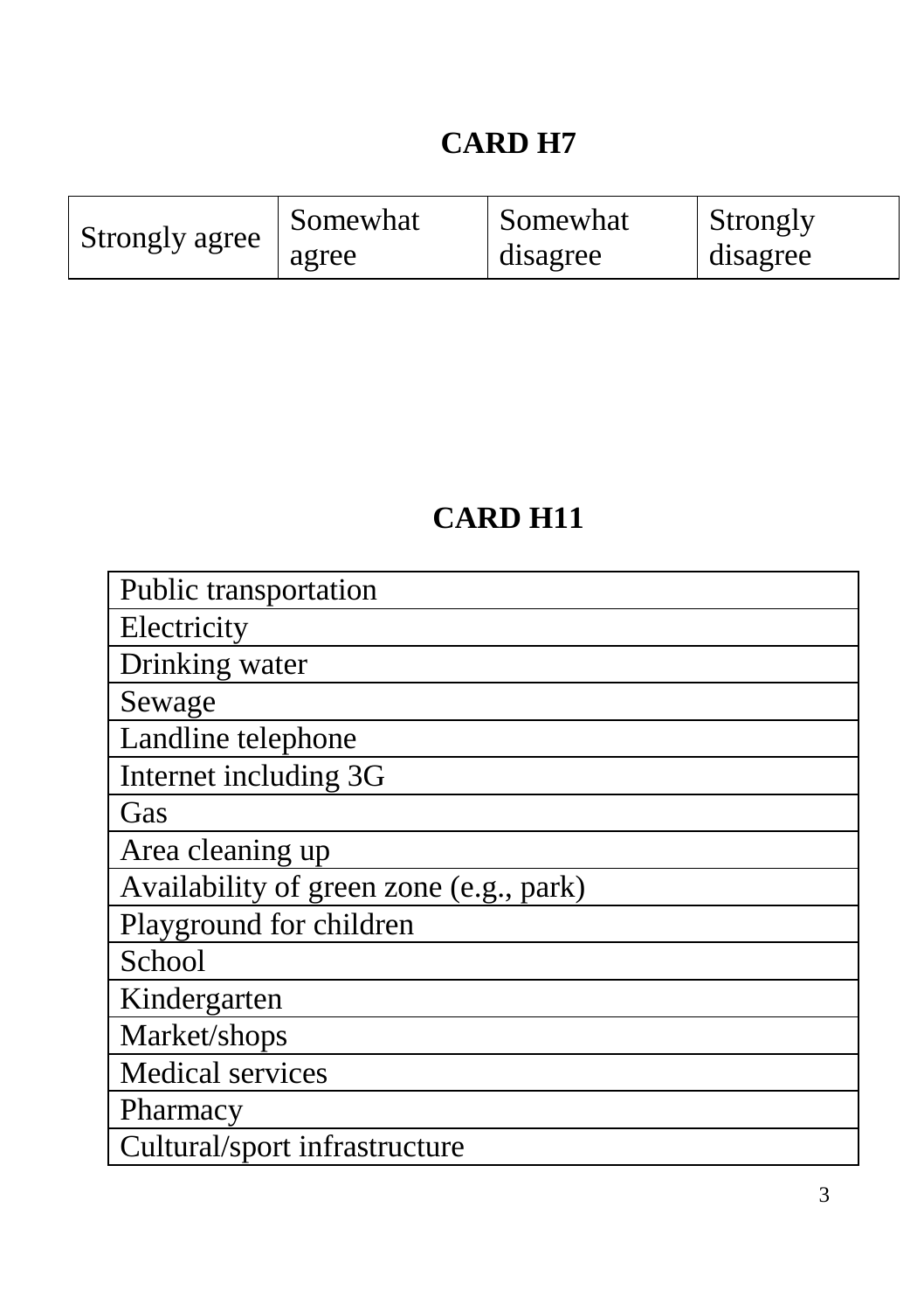## CARD H7

| Strongly agree | Somewhat agree | Somewhat disagree | Strongly disagree |
|---|---|---|---|

## CARD H11

| Public transportation |
|---|
| Electricity |
| Drinking water |
| Sewage |
| Landline telephone |
| Internet including 3G |
| Gas |
| Area cleaning up |
| Availability of green zone (e.g., park) |
| Playground for children |
| School |
| Kindergarten |
| Market/shops |
| Medical services |
| Pharmacy |
| Cultural/sport infrastructure |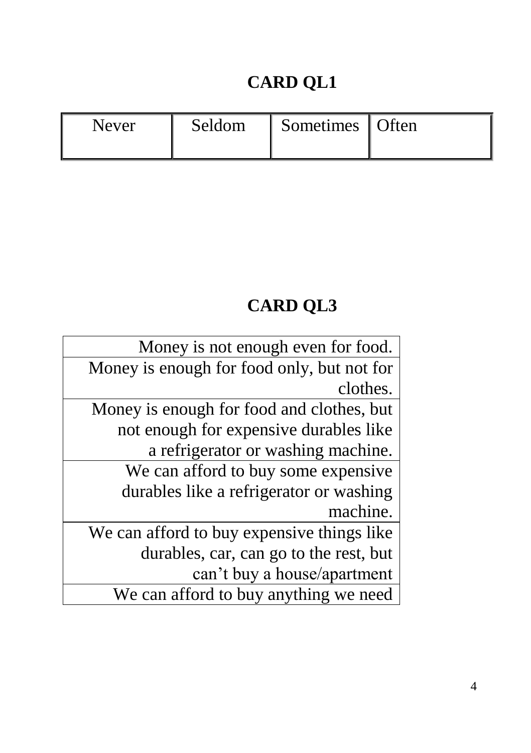# CARD QL1

| Never | Seldom | Sometimes | Often |
|---|---|---|---|

# CARD QL3

| |
|---|
| Money is not enough even for food. |
| Money is enough for food only, but not for clothes. |
| Money is enough for food and clothes, but not enough for expensive durables like a refrigerator or washing machine. |
| We can afford to buy some expensive durables like a refrigerator or washing machine. |
| We can afford to buy expensive things like durables, car, can go to the rest, but can't buy a house/apartment |
| We can afford to buy anything we need |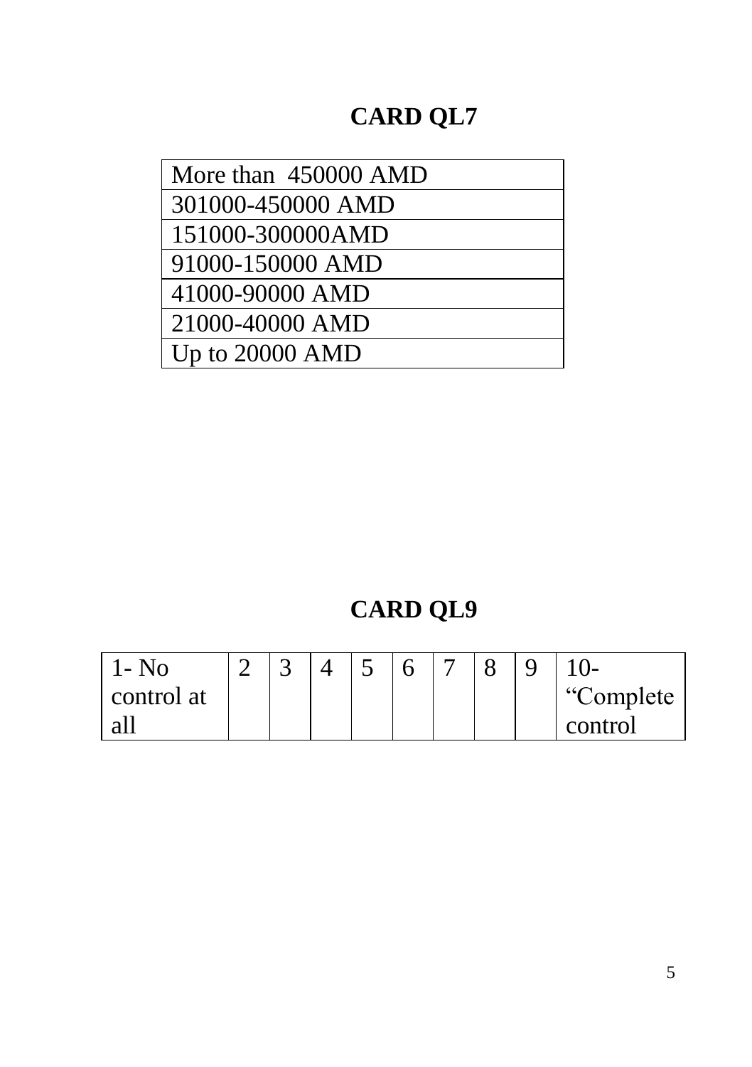## CARD QL7

| More than  450000 AMD |
|---|
| 301000-450000 AMD |
| 151000-300000AMD |
| 91000-150000 AMD |
| 41000-90000 AMD |
| 21000-40000 AMD |
| Up to 20000 AMD |

## CARD QL9

| 1- No control at all | 2 | 3 | 4 | 5 | 6 | 7 | 8 | 9 | 10- “Complete control |
|---|---|---|---|---|---|---|---|---|---|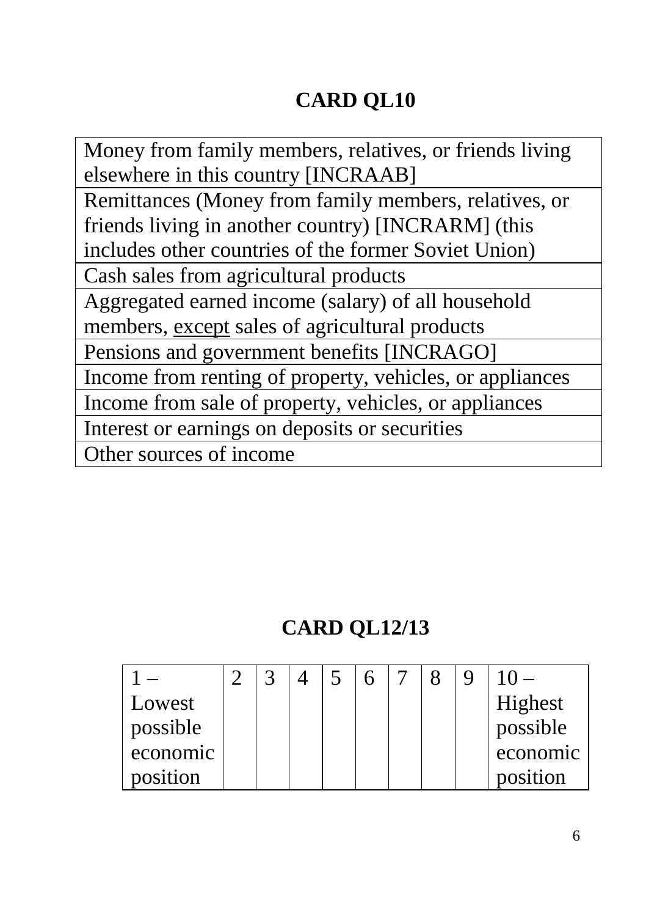# CARD QL10

| Money from family members, relatives, or friends living elsewhere in this country [INCRAAB] |
|---|
| Remittances (Money from family members, relatives, or friends living in another country) [INCRARM] (this includes other countries of the former Soviet Union) |
| Cash sales from agricultural products |
| Aggregated earned income (salary) of all household members, <u>except</u> sales of agricultural products |
| Pensions and government benefits [INCRAGO] |
| Income from renting of property, vehicles, or appliances |
| Income from sale of property, vehicles, or appliances |
| Interest or earnings on deposits or securities |
| Other sources of income |

# CARD QL12/13

| 1 – Lowest possible economic position | 2 | 3 | 4 | 5 | 6 | 7 | 8 | 9 | 10 – Highest possible economic position |
|---|---|---|---|---|---|---|---|---|---|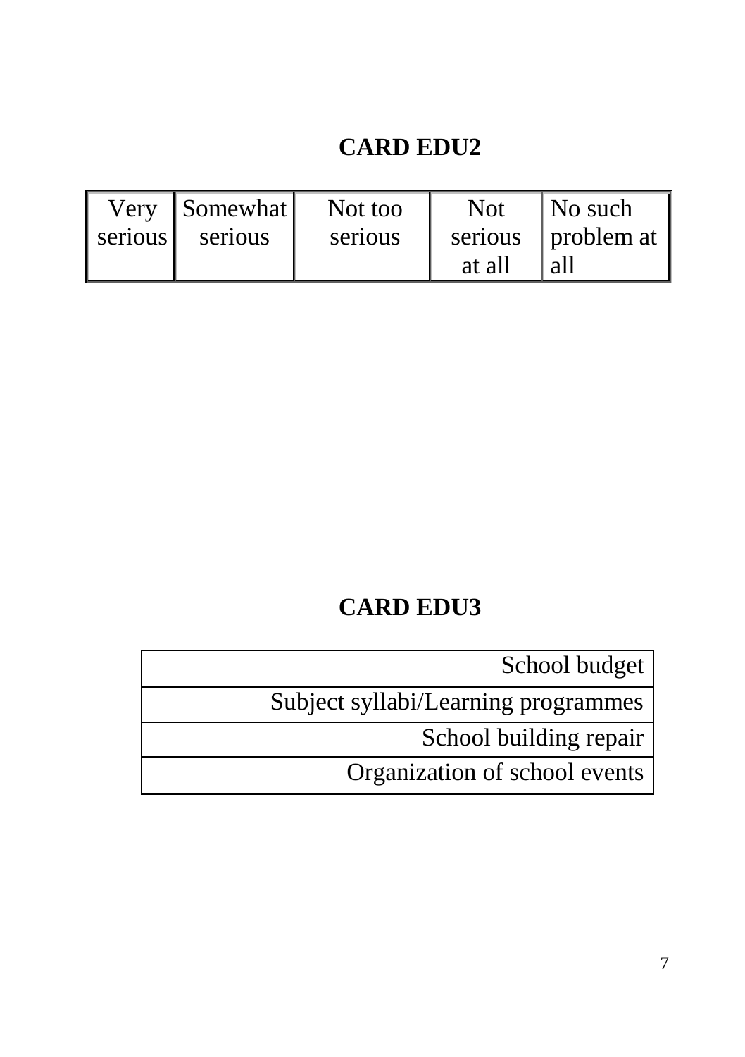## CARD EDU2

| Very serious | Somewhat serious | Not too serious | Not serious at all | No such problem at all |
|---|---|---|---|---|

## CARD EDU3

| |
|---|
| School budget |
| Subject syllabi/Learning programmes |
| School building repair |
| Organization of school events |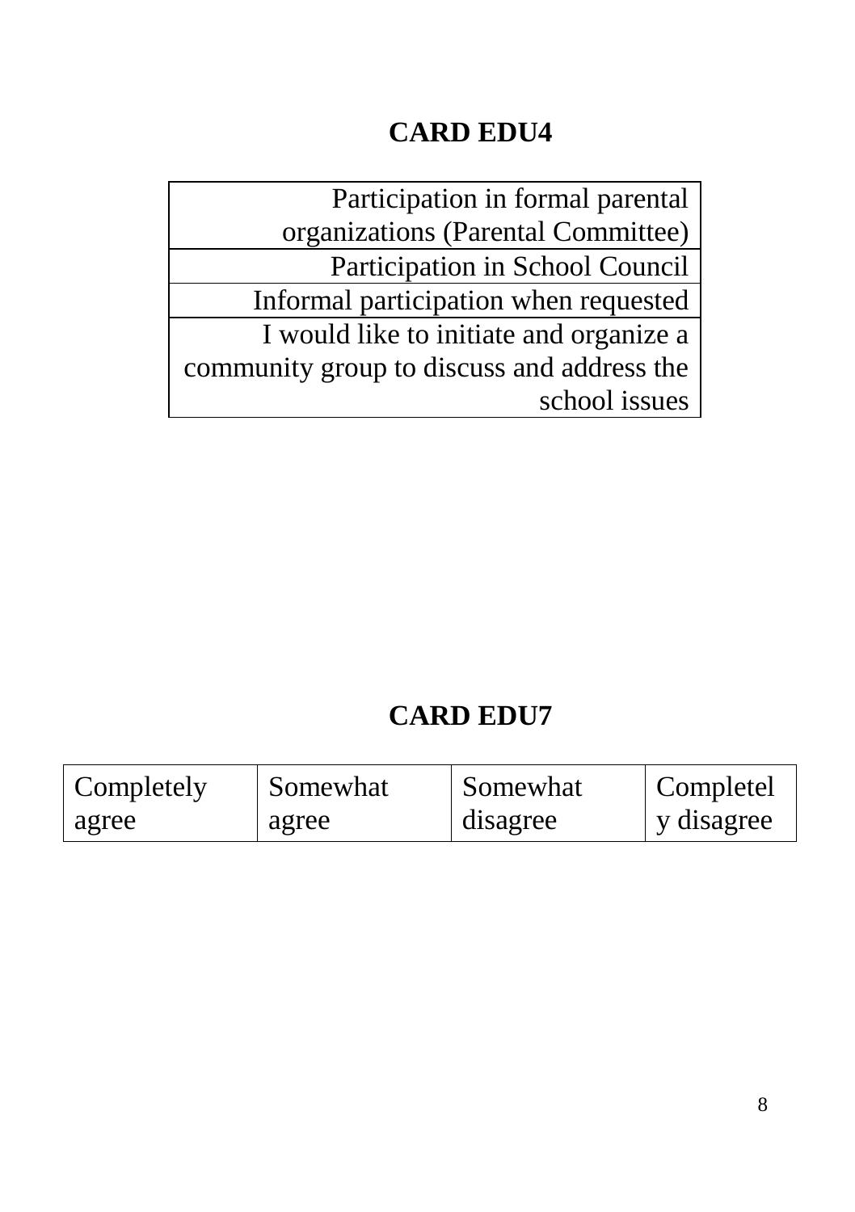**CARD EDU4**

| Participation in formal parental organizations (Parental Committee) |
|---|
| Participation in School Council |
| Informal participation when requested |
| I would like to initiate and organize a community group to discuss and address the school issues |

**CARD EDU7**

| Completely agree | Somewhat agree | Somewhat disagree | Completely disagree |
|---|---|---|---|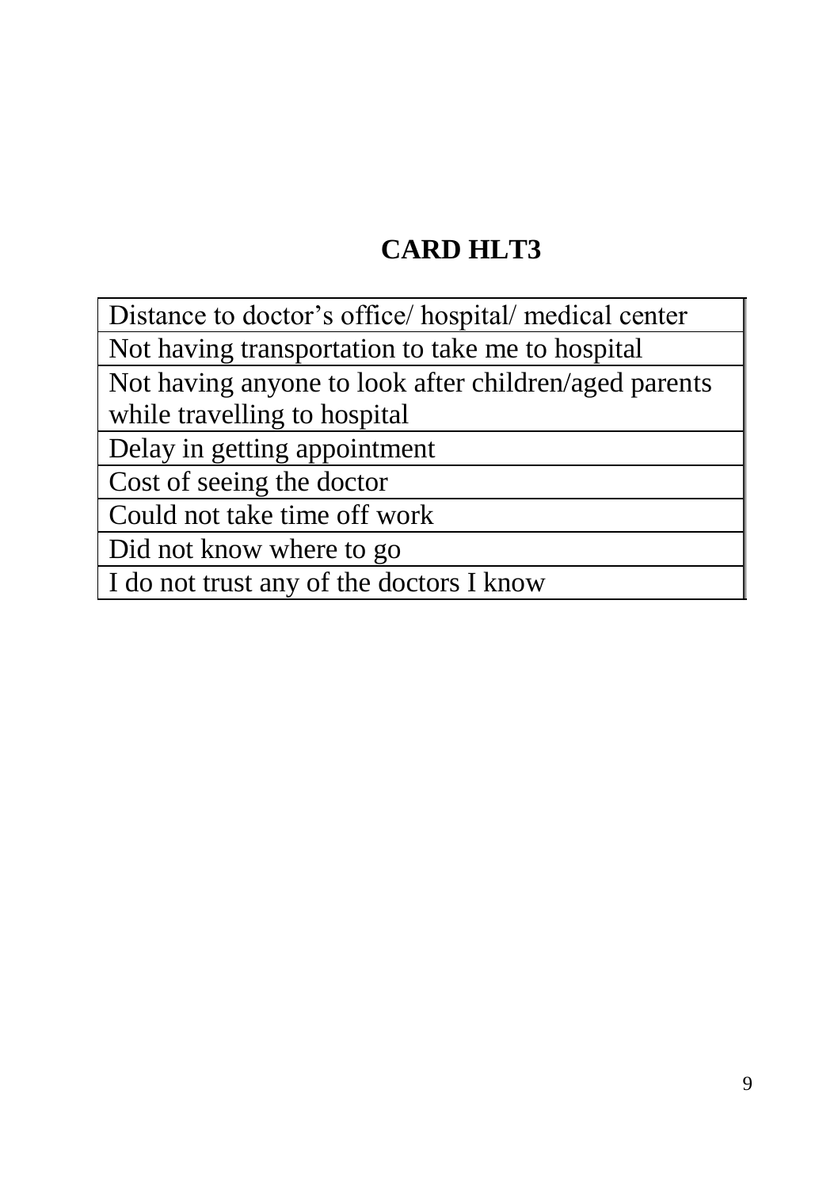# CARD HLT3

| Distance to doctor's office/ hospital/ medical center |
|---|
| Not having transportation to take me to hospital |
| Not having anyone to look after children/aged parents while travelling to hospital |
| Delay in getting appointment |
| Cost of seeing the doctor |
| Could not take time off work |
| Did not know where to go |
| I do not trust any of the doctors I know |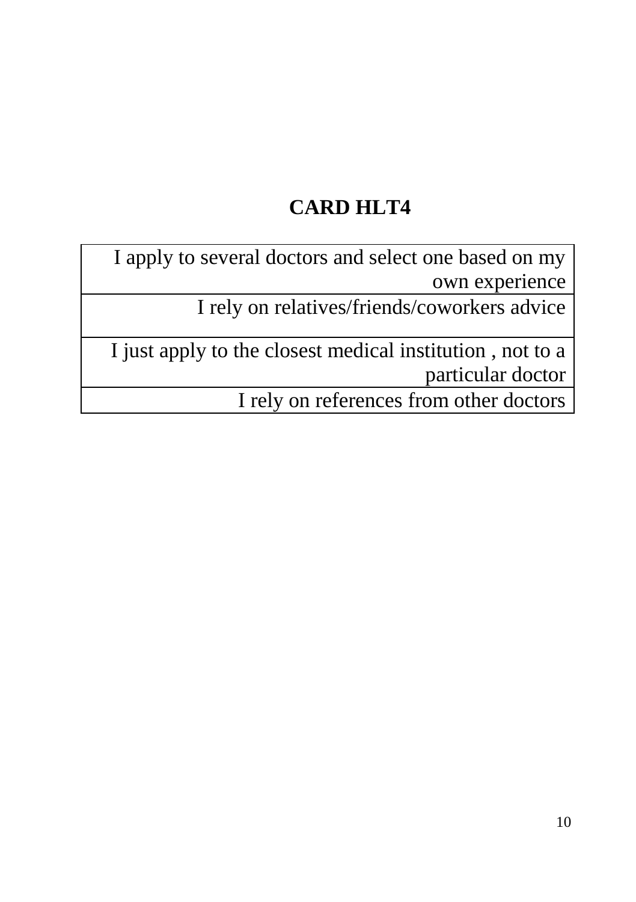## CARD HLT4

| I apply to several doctors and select one based on my own experience |
|---|
| I rely on relatives/friends/coworkers advice |
| I just apply to the closest medical institution , not to a particular doctor |
| I rely on references from other doctors |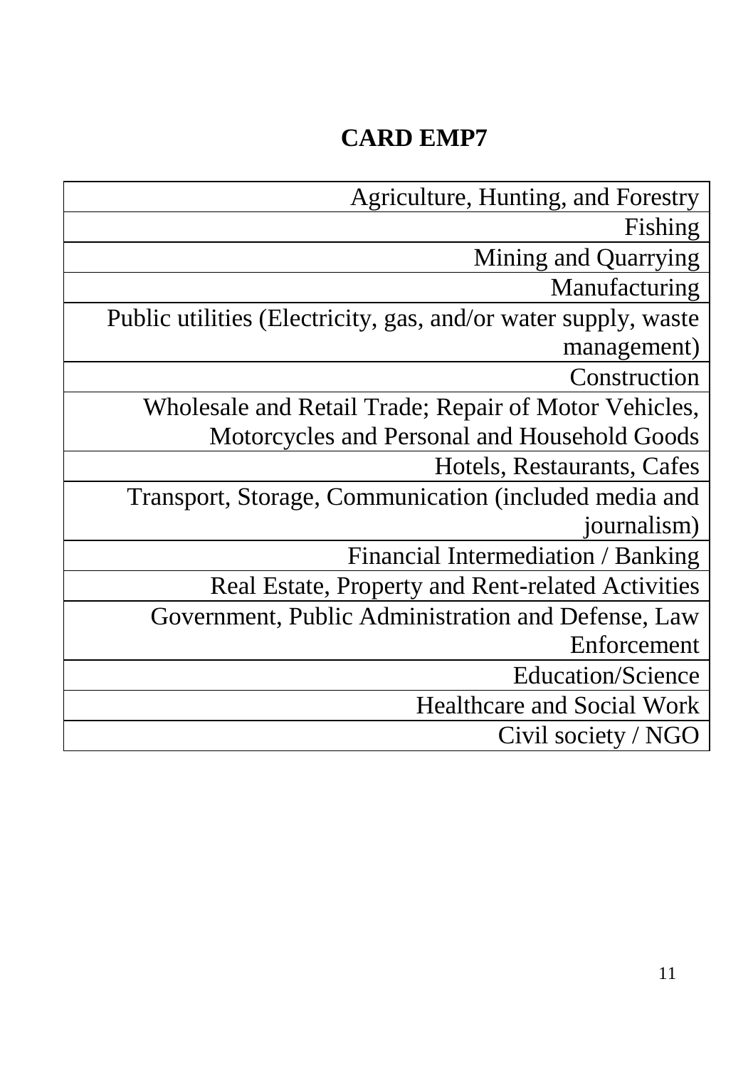# CARD EMP7

| |
|---|
| Agriculture, Hunting, and Forestry |
| Fishing |
| Mining and Quarrying |
| Manufacturing |
| Public utilities (Electricity, gas, and/or water supply, waste management) |
| Construction |
| Wholesale and Retail Trade; Repair of Motor Vehicles, Motorcycles and Personal and Household Goods |
| Hotels, Restaurants, Cafes |
| Transport, Storage, Communication (included media and journalism) |
| Financial Intermediation / Banking |
| Real Estate, Property and Rent-related Activities |
| Government, Public Administration and Defense, Law Enforcement |
| Education/Science |
| Healthcare and Social Work |
| Civil society / NGO |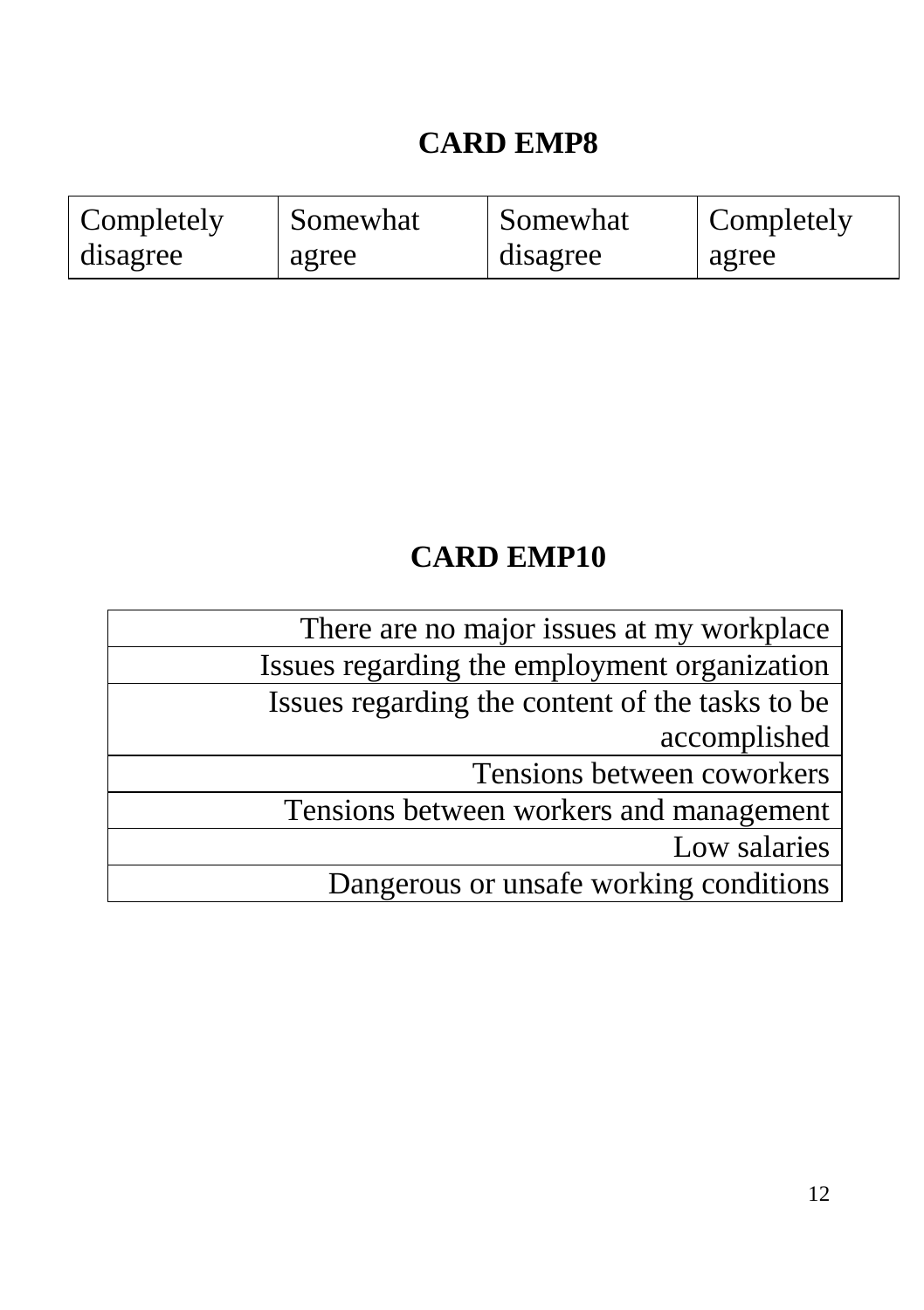## CARD EMP8

| Completely disagree | Somewhat agree | Somewhat disagree | Completely agree |
|---|---|---|---|

## CARD EMP10

| |
|---|
| There are no major issues at my workplace |
| Issues regarding the employment organization |
| Issues regarding the content of the tasks to be accomplished |
| Tensions between coworkers |
| Tensions between workers and management |
| Low salaries |
| Dangerous or unsafe working conditions |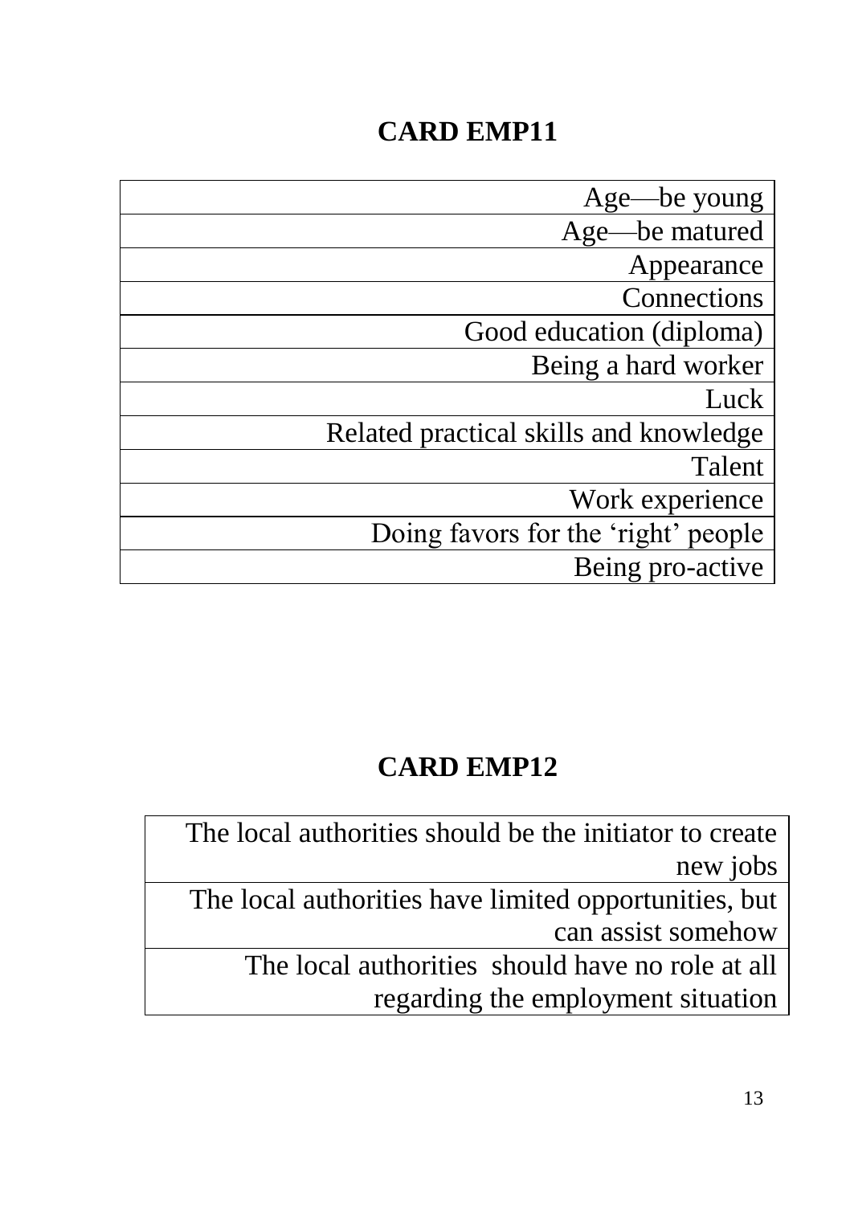**CARD EMP11**

| |
|---|
| Age—be young |
| Age—be matured |
| Appearance |
| Connections |
| Good education (diploma) |
| Being a hard worker |
| Luck |
| Related practical skills and knowledge |
| Talent |
| Work experience |
| Doing favors for the 'right' people |
| Being pro-active |

**CARD EMP12**

| |
|---|
| The local authorities should be the initiator to create new jobs |
| The local authorities have limited opportunities, but can assist somehow |
| The local authorities should have no role at all regarding the employment situation |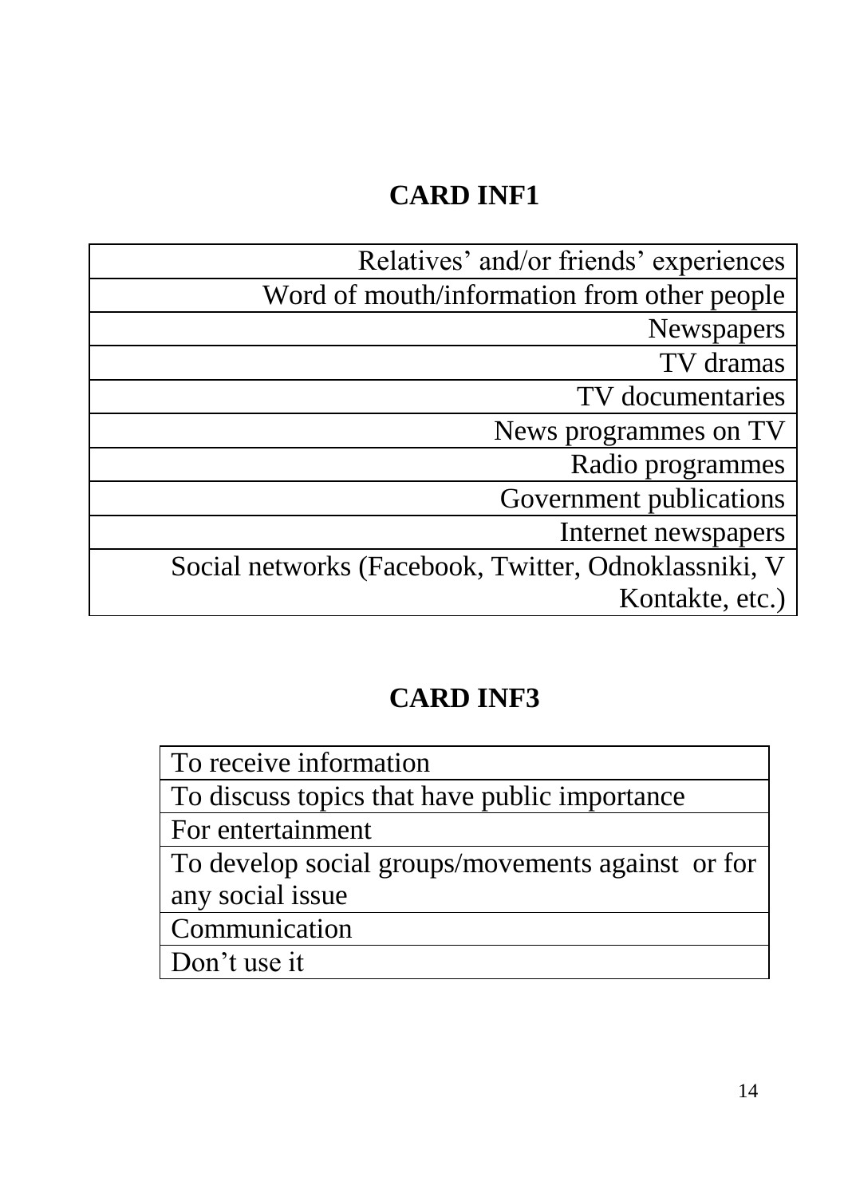## CARD INF1

| |
|---|
| Relatives' and/or friends' experiences |
| Word of mouth/information from other people |
| Newspapers |
| TV dramas |
| TV documentaries |
| News programmes on TV |
| Radio programmes |
| Government publications |
| Internet newspapers |
| Social networks (Facebook, Twitter, Odnoklassniki, V Kontakte, etc.) |

## CARD INF3

| |
|---|
| To receive information |
| To discuss topics that have public importance |
| For entertainment |
| To develop social groups/movements against or for any social issue |
| Communication |
| Don't use it |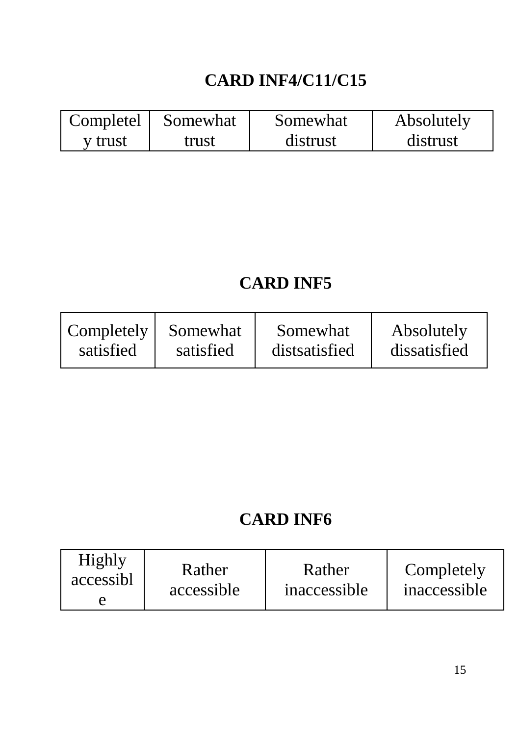## CARD INF4/C11/C15

| Completely trust | Somewhat trust | Somewhat distrust | Absolutely distrust |
|---|---|---|---|

## CARD INF5

| Completely satisfied | Somewhat satisfied | Somewhat distsatisfied | Absolutely dissatisfied |
|---|---|---|---|

## CARD INF6

| Highly accessible | Rather accessible | Rather inaccessible | Completely inaccessible |
|---|---|---|---|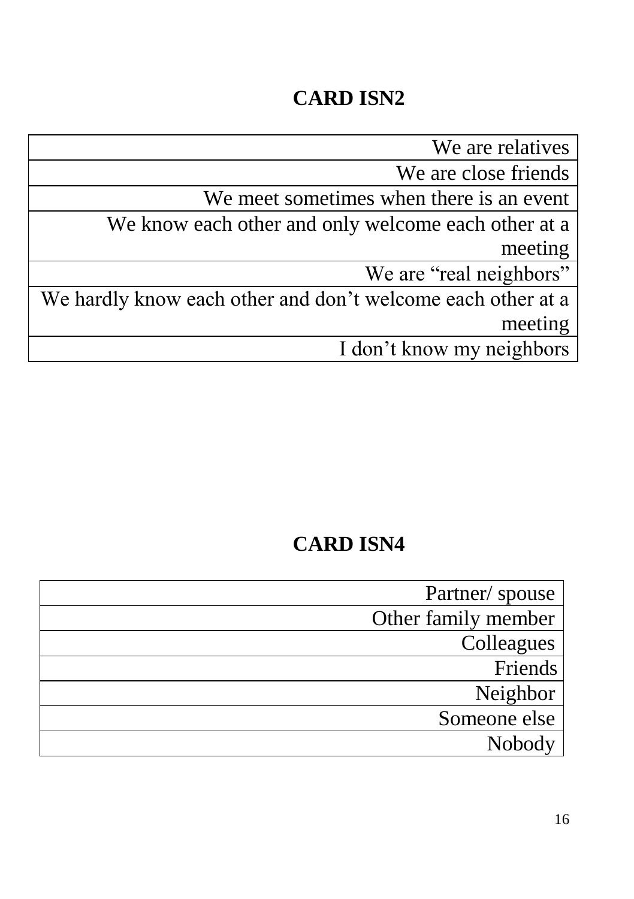## CARD ISN2

| |
|---|
| We are relatives |
| We are close friends |
| We meet sometimes when there is an event |
| We know each other and only welcome each other at a meeting |
| We are “real neighbors” |
| We hardly know each other and don’t welcome each other at a meeting |
| I don’t know my neighbors |

## CARD ISN4

| |
|---|
| Partner/ spouse |
| Other family member |
| Colleagues |
| Friends |
| Neighbor |
| Someone else |
| Nobody |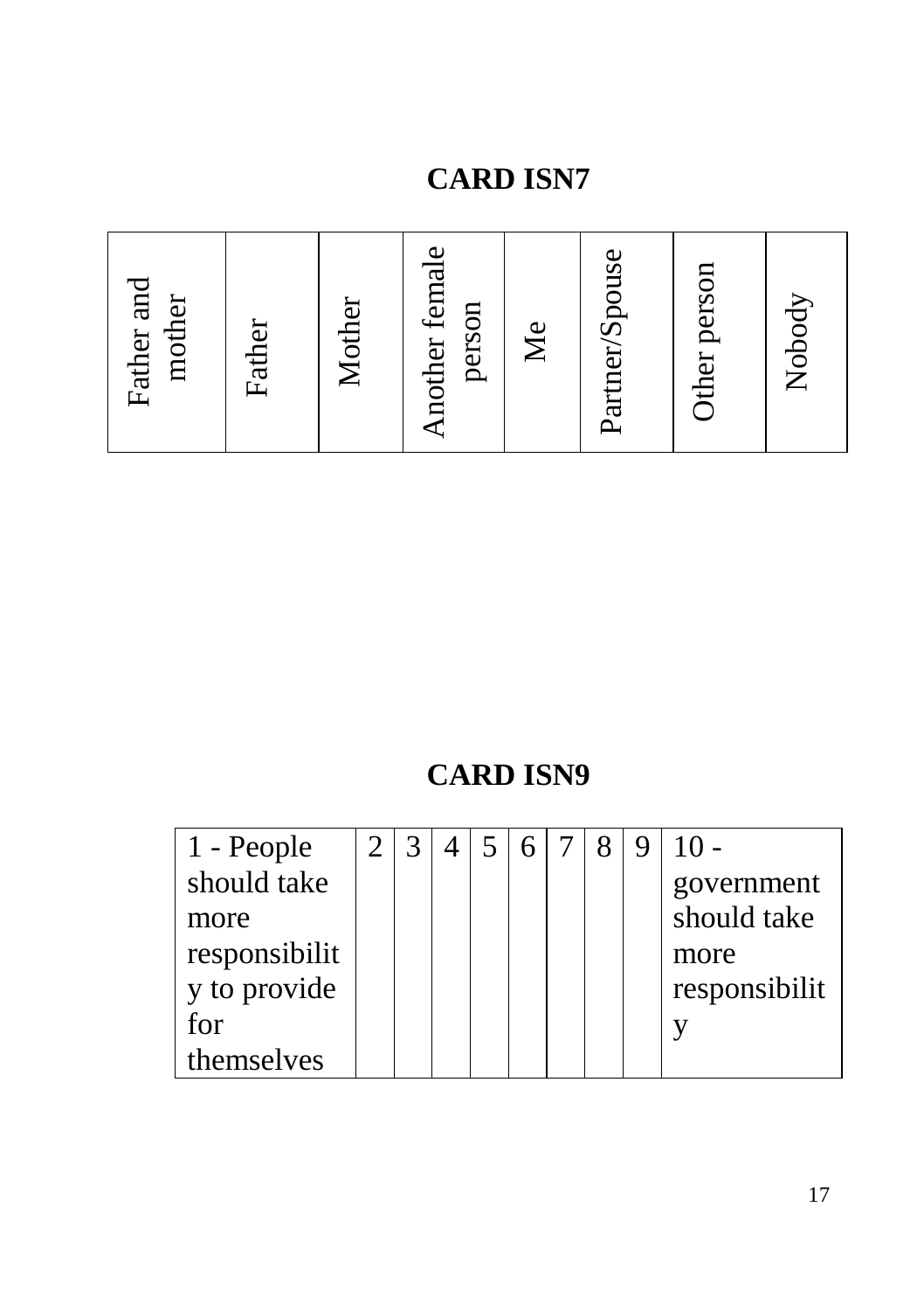## CARD ISN7

| Father and mother | Father | Mother | Another female person | Me | Partner/Spouse | Other person | Nobody |
|---|---|---|---|---|---|---|---|

## CARD ISN9

| 1 - People should take more responsibility to provide for themselves | 2 | 3 | 4 | 5 | 6 | 7 | 8 | 9 | 10 - government should take more responsibility |
|---|---|---|---|---|---|---|---|---|---|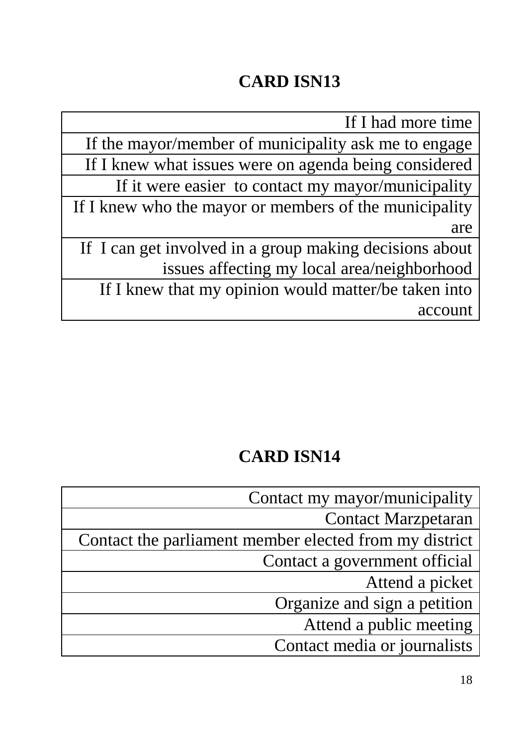**CARD ISN13**

| If I had more time |
|---|
| If the mayor/member of municipality ask me to engage |
| If I knew what issues were on agenda being considered |
| If it were easier to contact my mayor/municipality |
| If I knew who the mayor or members of the municipality are |
| If I can get involved in a group making decisions about issues affecting my local area/neighborhood |
| If I knew that my opinion would matter/be taken into account |

**CARD ISN14**

| Contact my mayor/municipality |
|---|
| Contact Marzpetaran |
| Contact the parliament member elected from my district |
| Contact a government official |
| Attend a picket |
| Organize and sign a petition |
| Attend a public meeting |
| Contact media or journalists |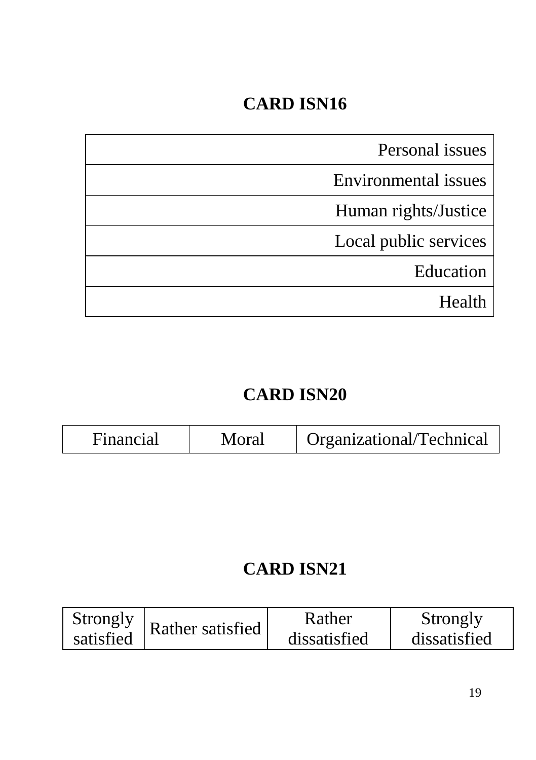## CARD ISN16

| |
|---|
| Personal issues |
| Environmental issues |
| Human rights/Justice |
| Local public services |
| Education |
| Health |

## CARD ISN20

| Financial | Moral | Organizational/Technical |
|---|---|---|

## CARD ISN21

| Strongly satisfied | Rather satisfied | Rather dissatisfied | Strongly dissatisfied |
|---|---|---|---|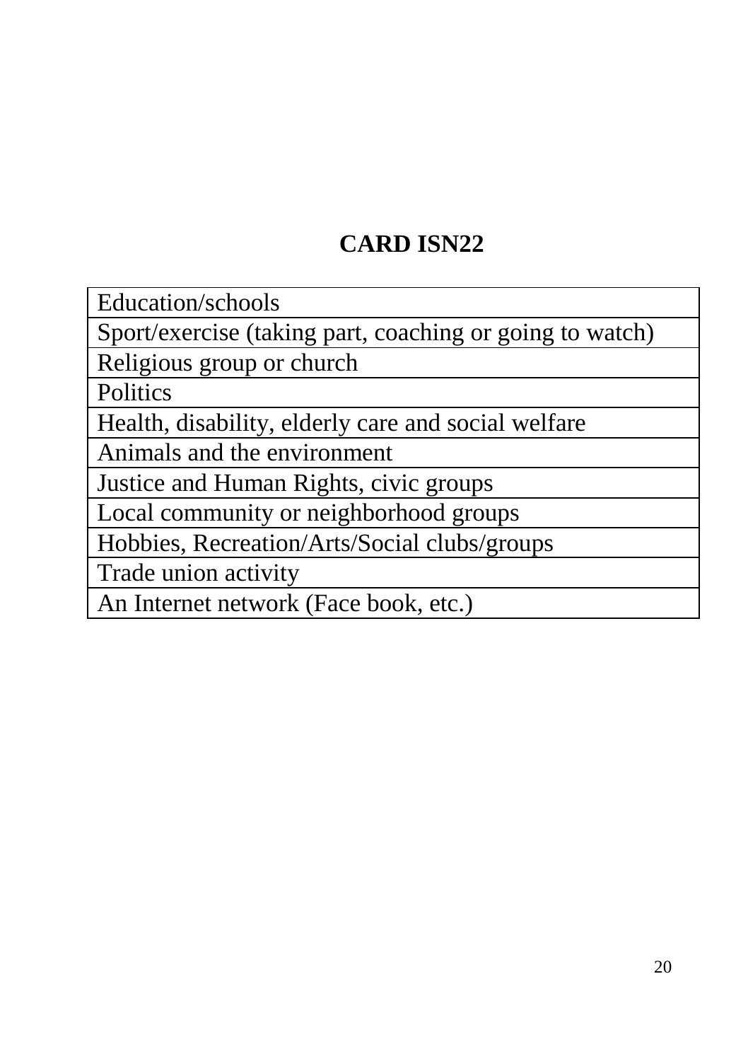## CARD ISN22

| Education/schools |
|---|
| Sport/exercise (taking part, coaching or going to watch) |
| Religious group or church |
| Politics |
| Health, disability, elderly care and social welfare |
| Animals and the environment |
| Justice and Human Rights, civic groups |
| Local community or neighborhood groups |
| Hobbies, Recreation/Arts/Social clubs/groups |
| Trade union activity |
| An Internet network (Face book, etc.) |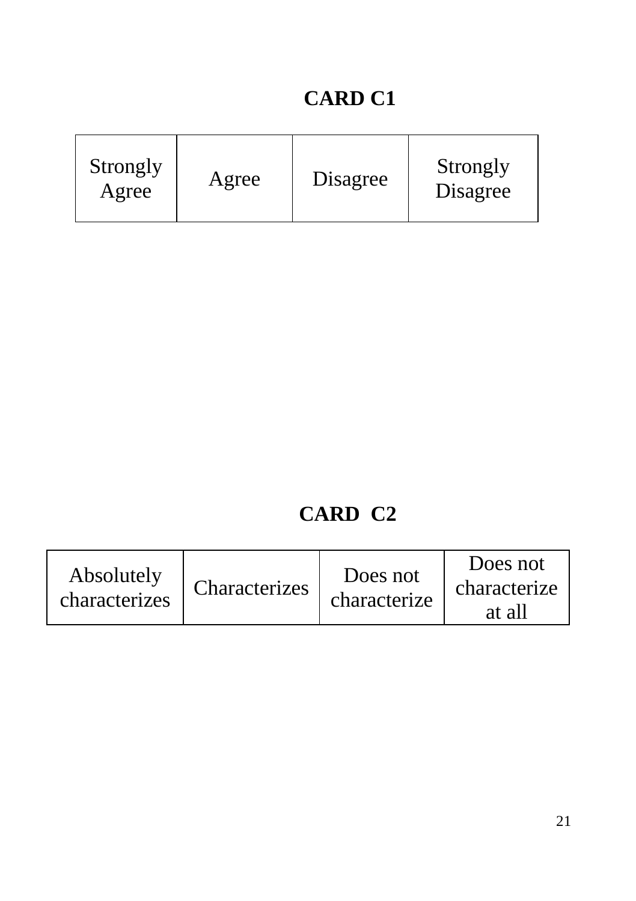## CARD C1

| Strongly Agree | Agree | Disagree | Strongly Disagree |
|---|---|---|---|

## CARD C2

| Absolutely characterizes | Characterizes | Does not characterize | Does not characterize at all |
|---|---|---|---|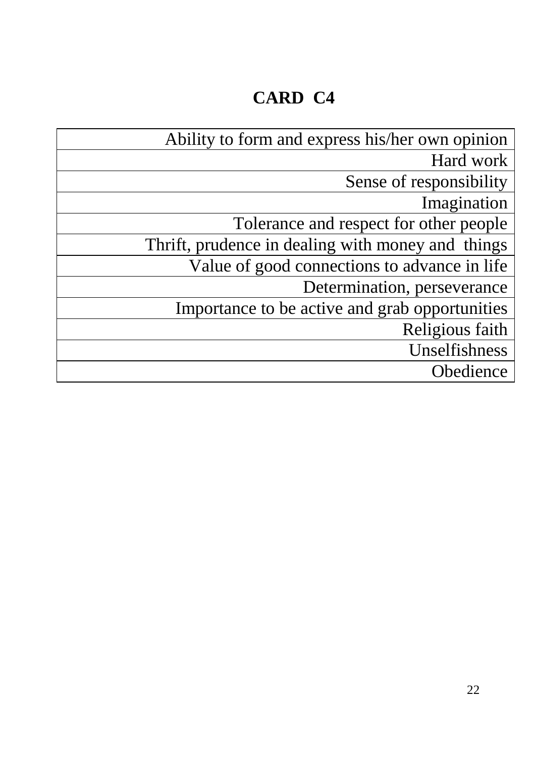# CARD C4

| |
|---|
| Ability to form and express his/her own opinion |
| Hard work |
| Sense of responsibility |
| Imagination |
| Tolerance and respect for other people |
| Thrift, prudence in dealing with money and things |
| Value of good connections to advance in life |
| Determination, perseverance |
| Importance to be active and grab opportunities |
| Religious faith |
| Unselfishness |
| Obedience |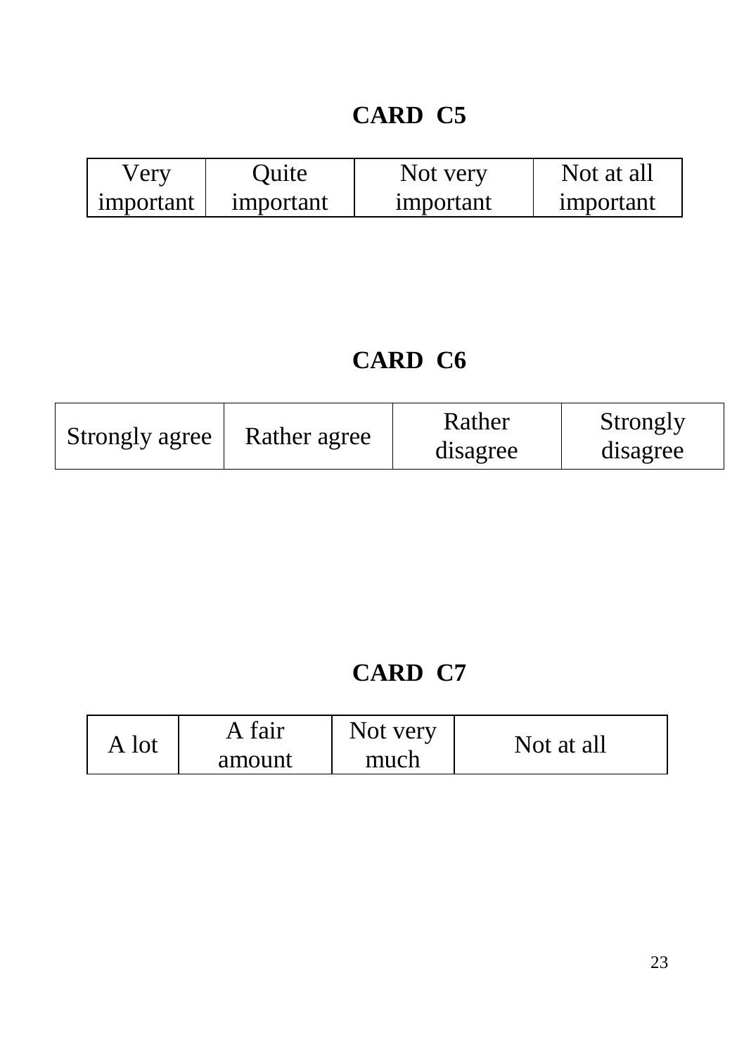## CARD C5

| Very important | Quite important | Not very important | Not at all important |
|---|---|---|---|

## CARD C6

| Strongly agree | Rather agree | Rather disagree | Strongly disagree |
|---|---|---|---|

## CARD C7

| A lot | A fair amount | Not very much | Not at all |
|---|---|---|---|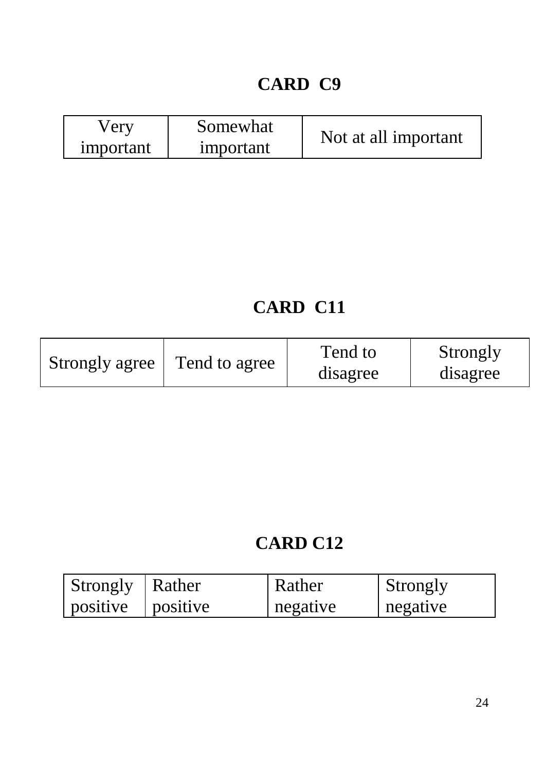## CARD C9

| Very important | Somewhat important | Not at all important |
|---|---|---|

## CARD C11

| Strongly agree | Tend to agree | Tend to disagree | Strongly disagree |
|---|---|---|---|

## CARD C12

| Strongly positive | Rather positive | Rather negative | Strongly negative |
|---|---|---|---|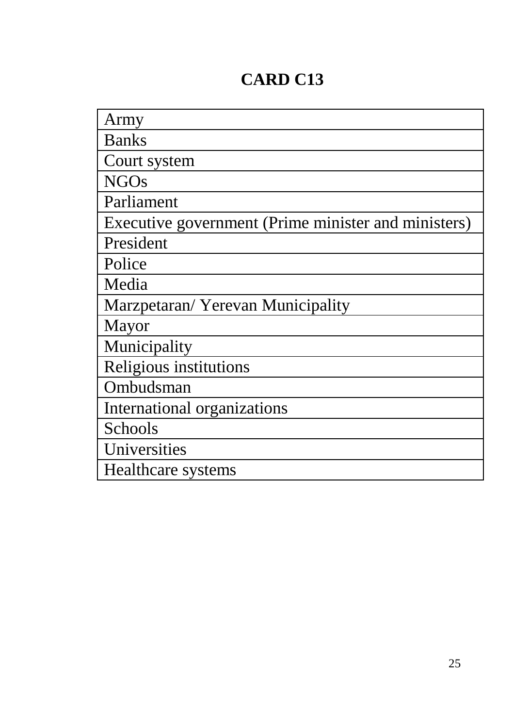# CARD C13

| Army |
| --- |
| Banks |
| Court system |
| NGOs |
| Parliament |
| Executive government (Prime minister and ministers) |
| President |
| Police |
| Media |
| Marzpetaran/ Yerevan Municipality |
| Mayor |
| Municipality |
| Religious institutions |
| Ombudsman |
| International organizations |
| Schools |
| Universities |
| Healthcare systems |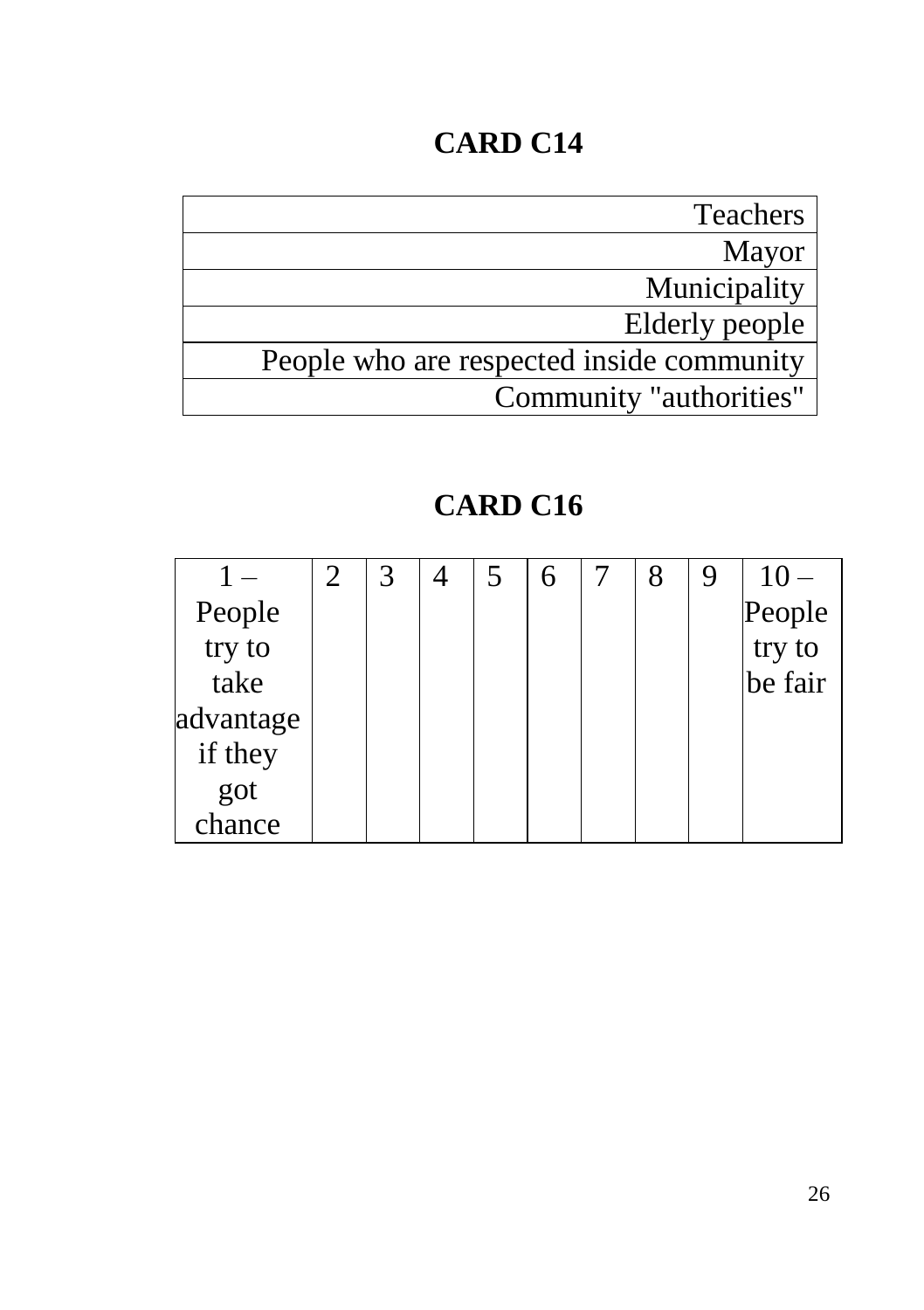## CARD C14

| Teachers |
|---|
| Mayor |
| Municipality |
| Elderly people |
| People who are respected inside community |
| Community "authorities" |

## CARD C16

| 1 – People try to take advantage if they got chance | 2 | 3 | 4 | 5 | 6 | 7 | 8 | 9 | 10 – People try to be fair |
|---|---|---|---|---|---|---|---|---|---|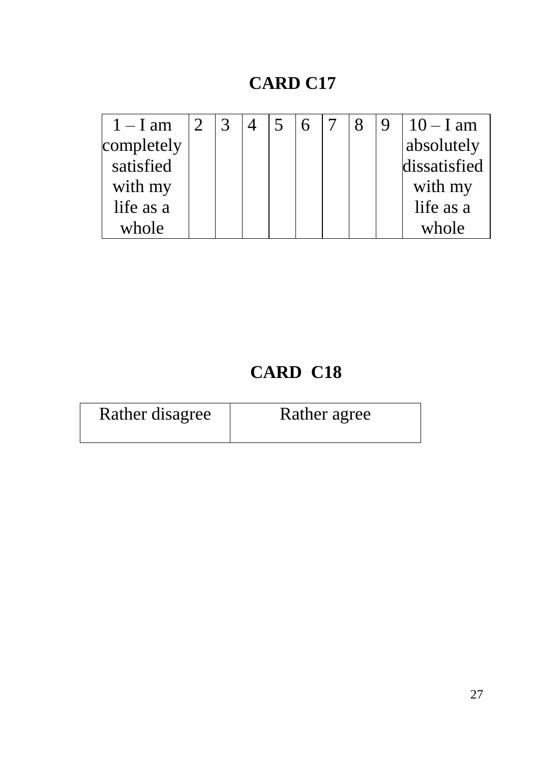# CARD C17

| | | | | | | | | | |
|---|---|---|---|---|---|---|---|---|---|
| 1 – I am completely satisfied with my life as a whole | 2 | 3 | 4 | 5 | 6 | 7 | 8 | 9 | 10 – I am absolutely dissatisfied with my life as a whole |

# CARD C18

| | |
|---|---|
| Rather disagree | Rather agree |